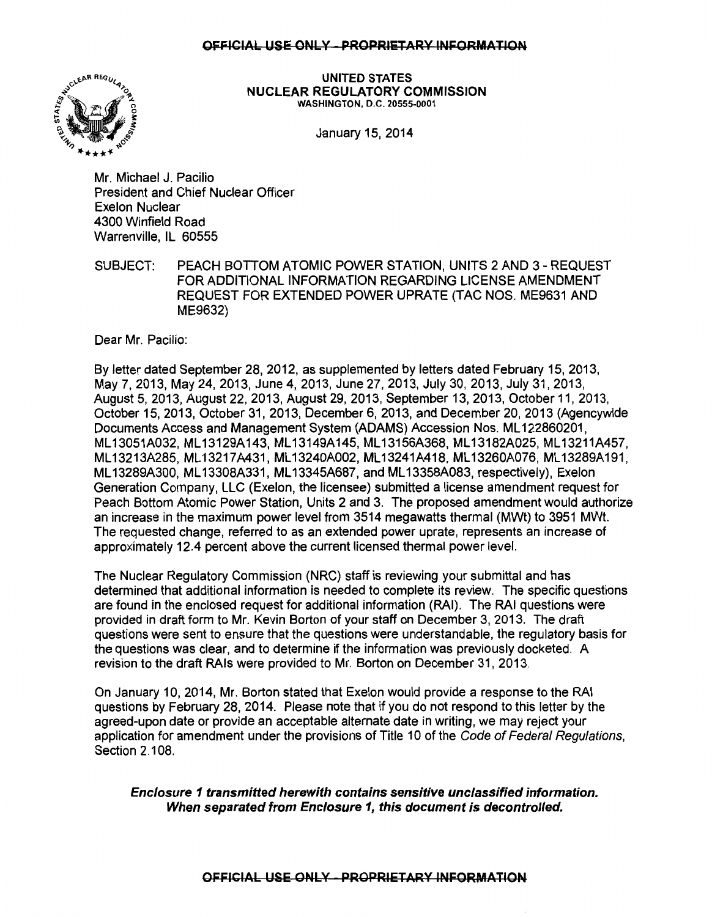OFFICIAL USE ONLY - PROPRIETARY INFORMATION

UNITED STATES
NUCLEAR REGULATORY COMMISSION
WASHINGTON, D.C. 20555-0001

January 15, 2014

Mr. Michael J. Pacilio
President and Chief Nuclear Officer
Exelon Nuclear
4300 Winfield Road
Warrenville, IL 60555

SUBJECT: PEACH BOTTOM ATOMIC POWER STATION, UNITS 2 AND 3 - REQUEST FOR ADDITIONAL INFORMATION REGARDING LICENSE AMENDMENT REQUEST FOR EXTENDED POWER UPRATE (TAC NOS. ME9631 AND ME9632)

Dear Mr. Pacilio:

By letter dated September 28, 2012, as supplemented by letters dated February 15, 2013, May 7, 2013, May 24, 2013, June 4, 2013, June 27, 2013, July 30, 2013, July 31, 2013, August 5, 2013, August 22, 2013, August 29, 2013, September 13, 2013, October 11, 2013, October 15, 2013, October 31, 2013, December 6, 2013, and December 20, 2013 (Agencywide Documents Access and Management System (ADAMS) Accession Nos. ML122860201, ML13051A032, ML13129A143, ML13149A145, ML13156A368, ML13182A025, ML13211A457, ML13213A285, ML13217A431, ML13240A002, ML13241A418, ML13260A076, ML13289A191, ML13289A300, ML13308A331, ML13345A687, and ML13358A083, respectively), Exelon Generation Company, LLC (Exelon, the licensee) submitted a license amendment request for Peach Bottom Atomic Power Station, Units 2 and 3. The proposed amendment would authorize an increase in the maximum power level from 3514 megawatts thermal (MWt) to 3951 MWt. The requested change, referred to as an extended power uprate, represents an increase of approximately 12.4 percent above the current licensed thermal power level.

The Nuclear Regulatory Commission (NRC) staff is reviewing your submittal and has determined that additional information is needed to complete its review. The specific questions are found in the enclosed request for additional information (RAI). The RAI questions were provided in draft form to Mr. Kevin Borton of your staff on December 3, 2013. The draft questions were sent to ensure that the questions were understandable, the regulatory basis for the questions was clear, and to determine if the information was previously docketed. A revision to the draft RAIs were provided to Mr. Borton on December 31, 2013.

On January 10, 2014, Mr. Borton stated that Exelon would provide a response to the RAI questions by February 28, 2014. Please note that if you do not respond to this letter by the agreed-upon date or provide an acceptable alternate date in writing, we may reject your application for amendment under the provisions of Title 10 of the *Code of Federal Regulations*, Section 2.108.

***Enclosure 1 transmitted herewith contains sensitive unclassified information. When separated from Enclosure 1, this document is decontrolled.***

OFFICIAL USE ONLY - PROPRIETARY INFORMATION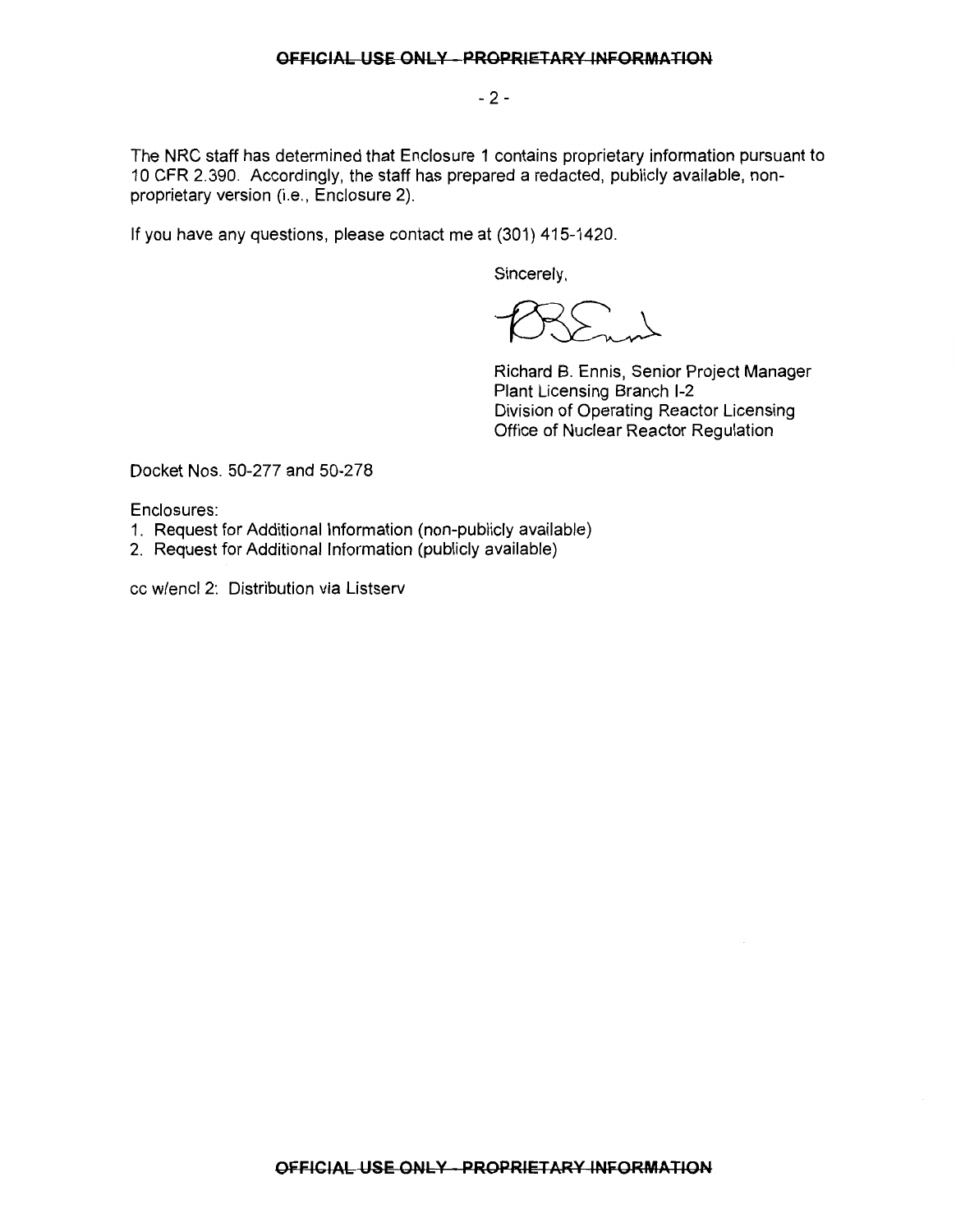The NRC staff has determined that Enclosure 1 contains proprietary information pursuant to 10 CFR 2.390. Accordingly, the staff has prepared a redacted, publicly available, non-proprietary version (i.e., Enclosure 2).

If you have any questions, please contact me at (301) 415-1420.

Sincerely,

Richard B. Ennis, Senior Project Manager
Plant Licensing Branch I-2
Division of Operating Reactor Licensing
Office of Nuclear Reactor Regulation

Docket Nos. 50-277 and 50-278

Enclosures:

1. Request for Additional Information (non-publicly available)
2. Request for Additional Information (publicly available)

cc w/encl 2: Distribution via Listserv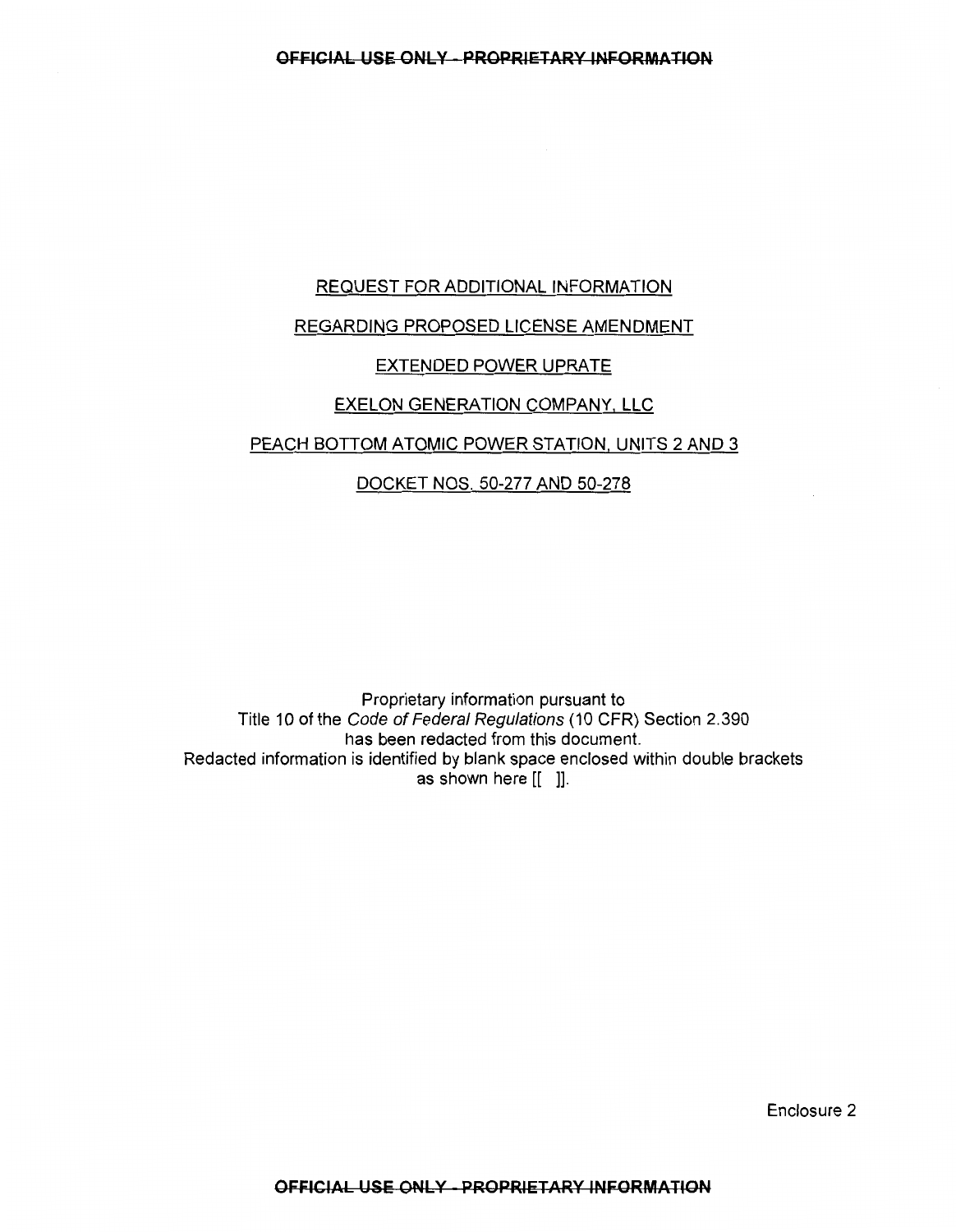REQUEST FOR ADDITIONAL INFORMATION

REGARDING PROPOSED LICENSE AMENDMENT

EXTENDED POWER UPRATE

EXELON GENERATION COMPANY, LLC

PEACH BOTTOM ATOMIC POWER STATION, UNITS 2 AND 3

DOCKET NOS. 50-277 AND 50-278

Proprietary information pursuant to Title 10 of the *Code of Federal Regulations* (10 CFR) Section 2.390 has been redacted from this document. Redacted information is identified by blank space enclosed within double brackets as shown here [[ ]].

Enclosure 2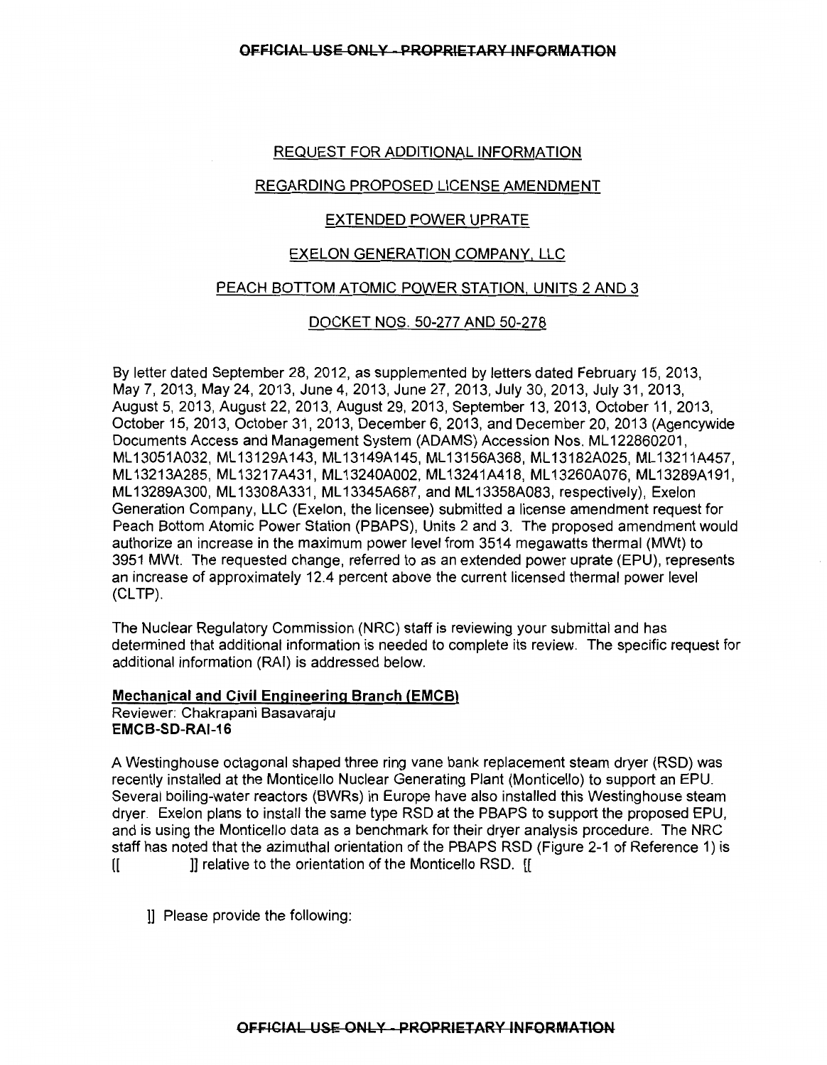REQUEST FOR ADDITIONAL INFORMATION

REGARDING PROPOSED LICENSE AMENDMENT

EXTENDED POWER UPRATE

EXELON GENERATION COMPANY, LLC

PEACH BOTTOM ATOMIC POWER STATION, UNITS 2 AND 3

DOCKET NOS. 50-277 AND 50-278

By letter dated September 28, 2012, as supplemented by letters dated February 15, 2013, May 7, 2013, May 24, 2013, June 4, 2013, June 27, 2013, July 30, 2013, July 31, 2013, August 5, 2013, August 22, 2013, August 29, 2013, September 13, 2013, October 11, 2013, October 15, 2013, October 31, 2013, December 6, 2013, and December 20, 2013 (Agencywide Documents Access and Management System (ADAMS) Accession Nos. ML122860201, ML13051A032, ML13129A143, ML13149A145, ML13156A368, ML13182A025, ML13211A457, ML13213A285, ML13217A431, ML13240A002, ML13241A418, ML13260A076, ML13289A191, ML13289A300, ML13308A331, ML13345A687, and ML13358A083, respectively), Exelon Generation Company, LLC (Exelon, the licensee) submitted a license amendment request for Peach Bottom Atomic Power Station (PBAPS), Units 2 and 3. The proposed amendment would authorize an increase in the maximum power level from 3514 megawatts thermal (MWt) to 3951 MWt. The requested change, referred to as an extended power uprate (EPU), represents an increase of approximately 12.4 percent above the current licensed thermal power level (CLTP).

The Nuclear Regulatory Commission (NRC) staff is reviewing your submittal and has determined that additional information is needed to complete its review. The specific request for additional information (RAI) is addressed below.

**Mechanical and Civil Engineering Branch (EMCB)**
Reviewer: Chakrapani Basavaraju
**EMCB-SD-RAI-16**

A Westinghouse octagonal shaped three ring vane bank replacement steam dryer (RSD) was recently installed at the Monticello Nuclear Generating Plant (Monticello) to support an EPU. Several boiling-water reactors (BWRs) in Europe have also installed this Westinghouse steam dryer. Exelon plans to install the same type RSD at the PBAPS to support the proposed EPU, and is using the Monticello data as a benchmark for their dryer analysis procedure. The NRC staff has noted that the azimuthal orientation of the PBAPS RSD (Figure 2-1 of Reference 1) is [[ ]] relative to the orientation of the Monticello RSD. [[

]] Please provide the following: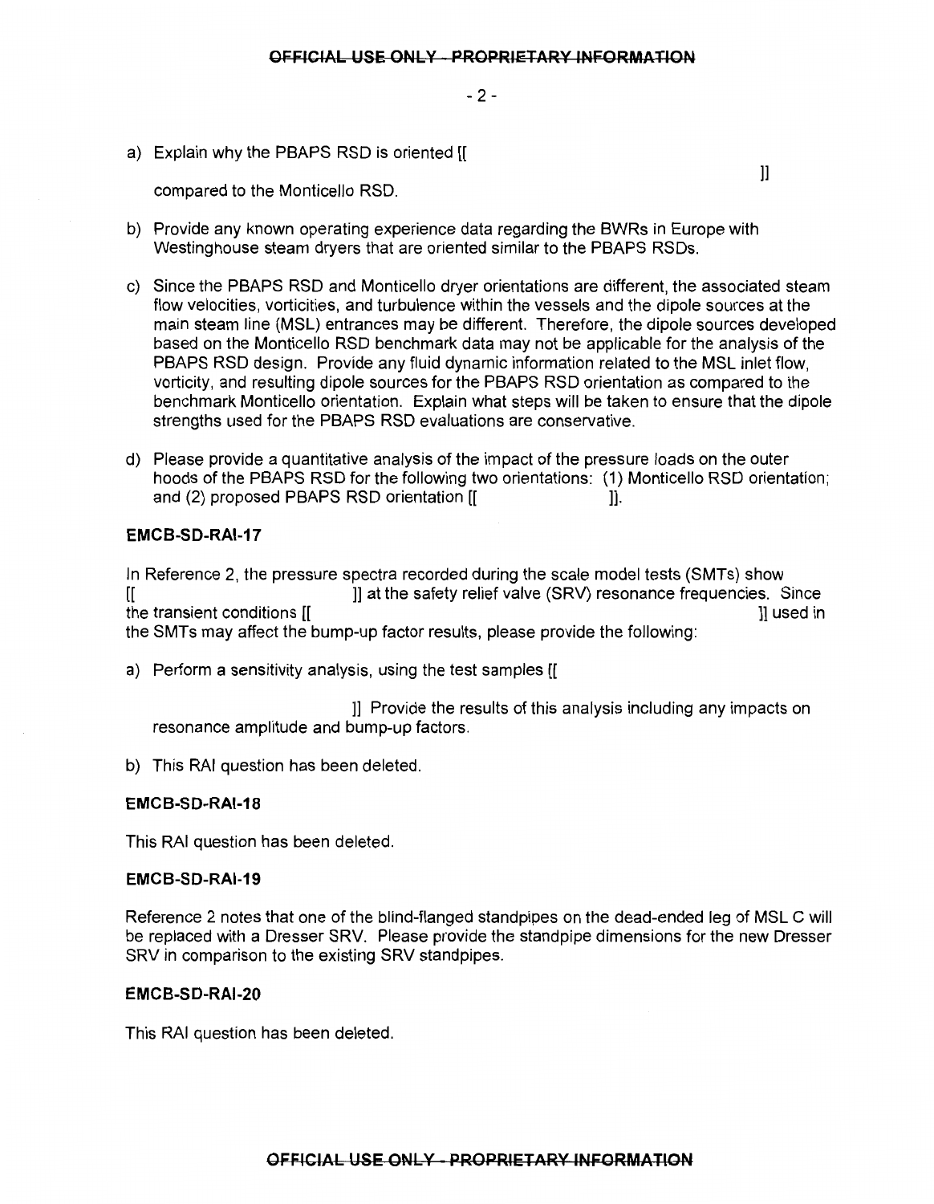a) Explain why the PBAPS RSD is oriented [[ ]] compared to the Monticello RSD.

b) Provide any known operating experience data regarding the BWRs in Europe with Westinghouse steam dryers that are oriented similar to the PBAPS RSDs.

c) Since the PBAPS RSD and Monticello dryer orientations are different, the associated steam flow velocities, vorticities, and turbulence within the vessels and the dipole sources at the main steam line (MSL) entrances may be different. Therefore, the dipole sources developed based on the Monticello RSD benchmark data may not be applicable for the analysis of the PBAPS RSD design. Provide any fluid dynamic information related to the MSL inlet flow, vorticity, and resulting dipole sources for the PBAPS RSD orientation as compared to the benchmark Monticello orientation. Explain what steps will be taken to ensure that the dipole strengths used for the PBAPS RSD evaluations are conservative.

d) Please provide a quantitative analysis of the impact of the pressure loads on the outer hoods of the PBAPS RSD for the following two orientations: (1) Monticello RSD orientation; and (2) proposed PBAPS RSD orientation [[ ]].

### EMCB-SD-RAI-17

In Reference 2, the pressure spectra recorded during the scale model tests (SMTs) show [[ ]] at the safety relief valve (SRV) resonance frequencies. Since the transient conditions [[ ]] used in the SMTs may affect the bump-up factor results, please provide the following:

a) Perform a sensitivity analysis, using the test samples [[ ]] Provide the results of this analysis including any impacts on resonance amplitude and bump-up factors.

b) This RAI question has been deleted.

### EMCB-SD-RAI-18

This RAI question has been deleted.

### EMCB-SD-RAI-19

Reference 2 notes that one of the blind-flanged standpipes on the dead-ended leg of MSL C will be replaced with a Dresser SRV. Please provide the standpipe dimensions for the new Dresser SRV in comparison to the existing SRV standpipes.

### EMCB-SD-RAI-20

This RAI question has been deleted.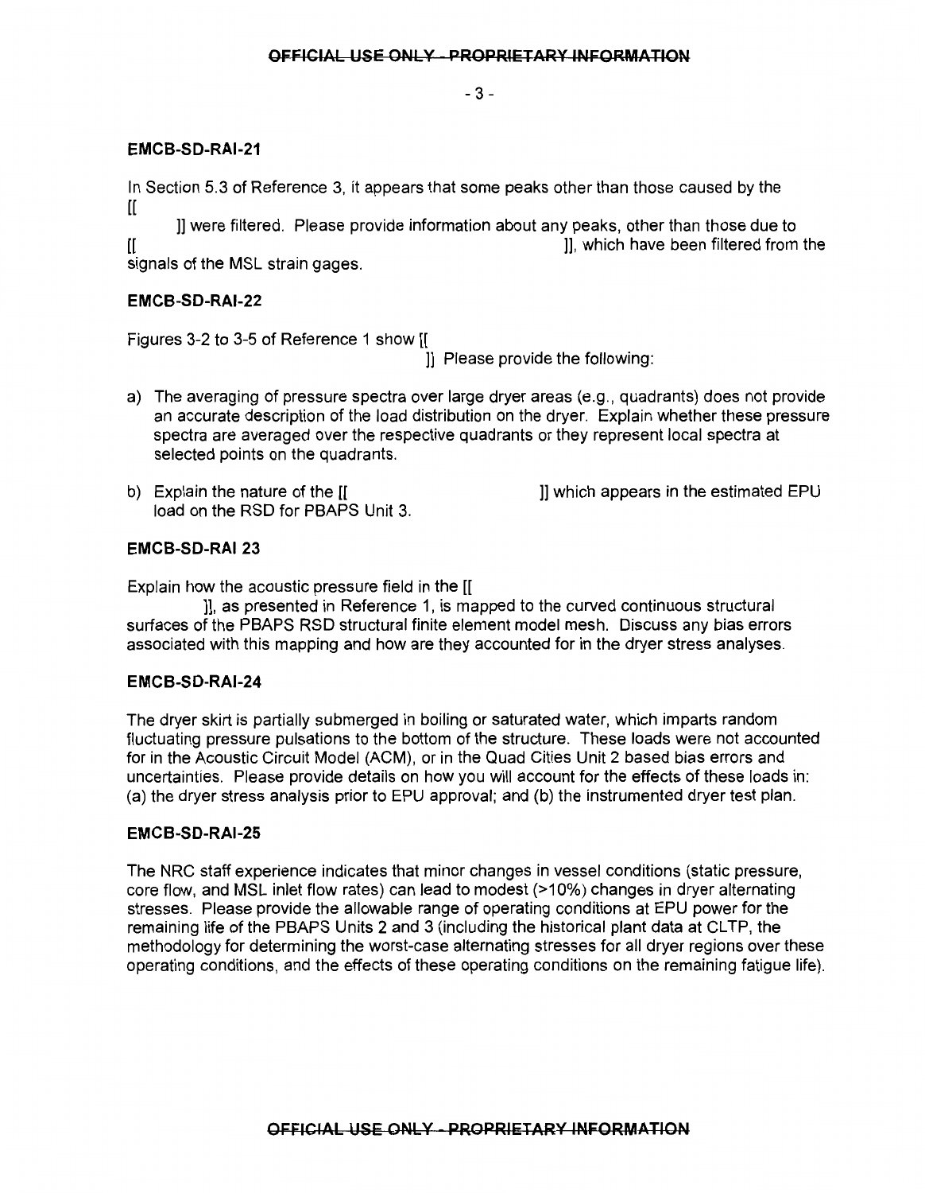**EMCB-SD-RAI-21**

In Section 5.3 of Reference 3, it appears that some peaks other than those caused by the [[ ]] were filtered. Please provide information about any peaks, other than those due to [[ ]], which have been filtered from the signals of the MSL strain gages.

**EMCB-SD-RAI-22**

Figures 3-2 to 3-5 of Reference 1 show [[ ]] Please provide the following:

a) The averaging of pressure spectra over large dryer areas (e.g., quadrants) does not provide an accurate description of the load distribution on the dryer. Explain whether these pressure spectra are averaged over the respective quadrants or they represent local spectra at selected points on the quadrants.

b) Explain the nature of the [[ ]] which appears in the estimated EPU load on the RSD for PBAPS Unit 3.

**EMCB-SD-RAI 23**

Explain how the acoustic pressure field in the [[ ]], as presented in Reference 1, is mapped to the curved continuous structural surfaces of the PBAPS RSD structural finite element model mesh. Discuss any bias errors associated with this mapping and how are they accounted for in the dryer stress analyses.

**EMCB-SD-RAI-24**

The dryer skirt is partially submerged in boiling or saturated water, which imparts random fluctuating pressure pulsations to the bottom of the structure. These loads were not accounted for in the Acoustic Circuit Model (ACM), or in the Quad Cities Unit 2 based bias errors and uncertainties. Please provide details on how you will account for the effects of these loads in: (a) the dryer stress analysis prior to EPU approval; and (b) the instrumented dryer test plan.

**EMCB-SD-RAI-25**

The NRC staff experience indicates that minor changes in vessel conditions (static pressure, core flow, and MSL inlet flow rates) can lead to modest (>10%) changes in dryer alternating stresses. Please provide the allowable range of operating conditions at EPU power for the remaining life of the PBAPS Units 2 and 3 (including the historical plant data at CLTP, the methodology for determining the worst-case alternating stresses for all dryer regions over these operating conditions, and the effects of these operating conditions on the remaining fatigue life).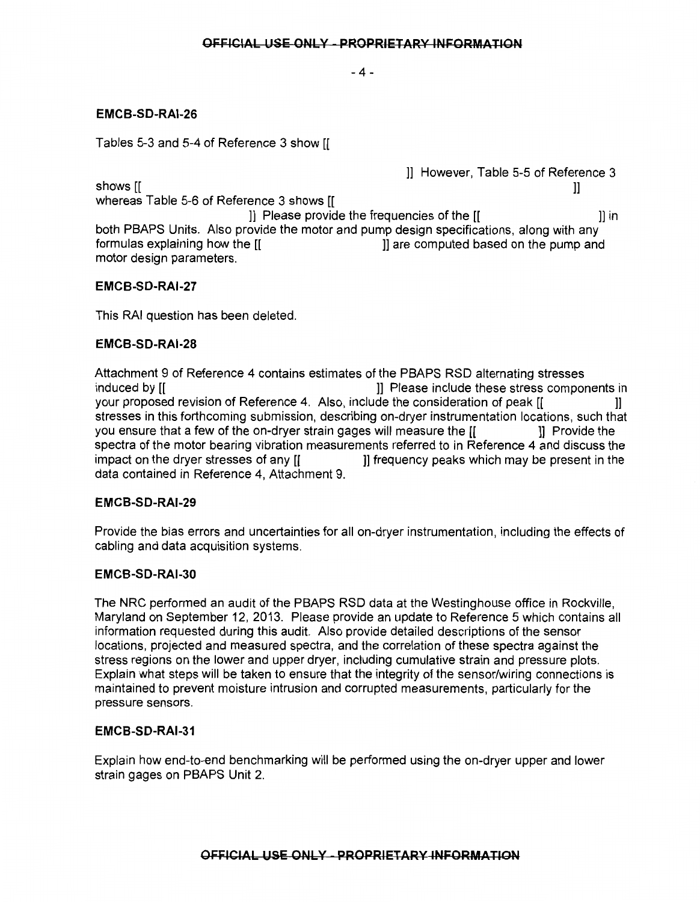**EMCB-SD-RAI-26**

Tables 5-3 and 5-4 of Reference 3 show [[ ]] However, Table 5-5 of Reference 3 shows [[ ]] whereas Table 5-6 of Reference 3 shows [[ ]] Please provide the frequencies of the [[ ]] in both PBAPS Units. Also provide the motor and pump design specifications, along with any formulas explaining how the [[ ]] are computed based on the pump and motor design parameters.

**EMCB-SD-RAI-27**

This RAI question has been deleted.

**EMCB-SD-RAI-28**

Attachment 9 of Reference 4 contains estimates of the PBAPS RSD alternating stresses induced by [[ ]] Please include these stress components in your proposed revision of Reference 4. Also, include the consideration of peak [[ ]] stresses in this forthcoming submission, describing on-dryer instrumentation locations, such that you ensure that a few of the on-dryer strain gages will measure the [[ ]] Provide the spectra of the motor bearing vibration measurements referred to in Reference 4 and discuss the impact on the dryer stresses of any [[ ]] frequency peaks which may be present in the data contained in Reference 4, Attachment 9.

**EMCB-SD-RAI-29**

Provide the bias errors and uncertainties for all on-dryer instrumentation, including the effects of cabling and data acquisition systems.

**EMCB-SD-RAI-30**

The NRC performed an audit of the PBAPS RSD data at the Westinghouse office in Rockville, Maryland on September 12, 2013. Please provide an update to Reference 5 which contains all information requested during this audit. Also provide detailed descriptions of the sensor locations, projected and measured spectra, and the correlation of these spectra against the stress regions on the lower and upper dryer, including cumulative strain and pressure plots. Explain what steps will be taken to ensure that the integrity of the sensor/wiring connections is maintained to prevent moisture intrusion and corrupted measurements, particularly for the pressure sensors.

**EMCB-SD-RAI-31**

Explain how end-to-end benchmarking will be performed using the on-dryer upper and lower strain gages on PBAPS Unit 2.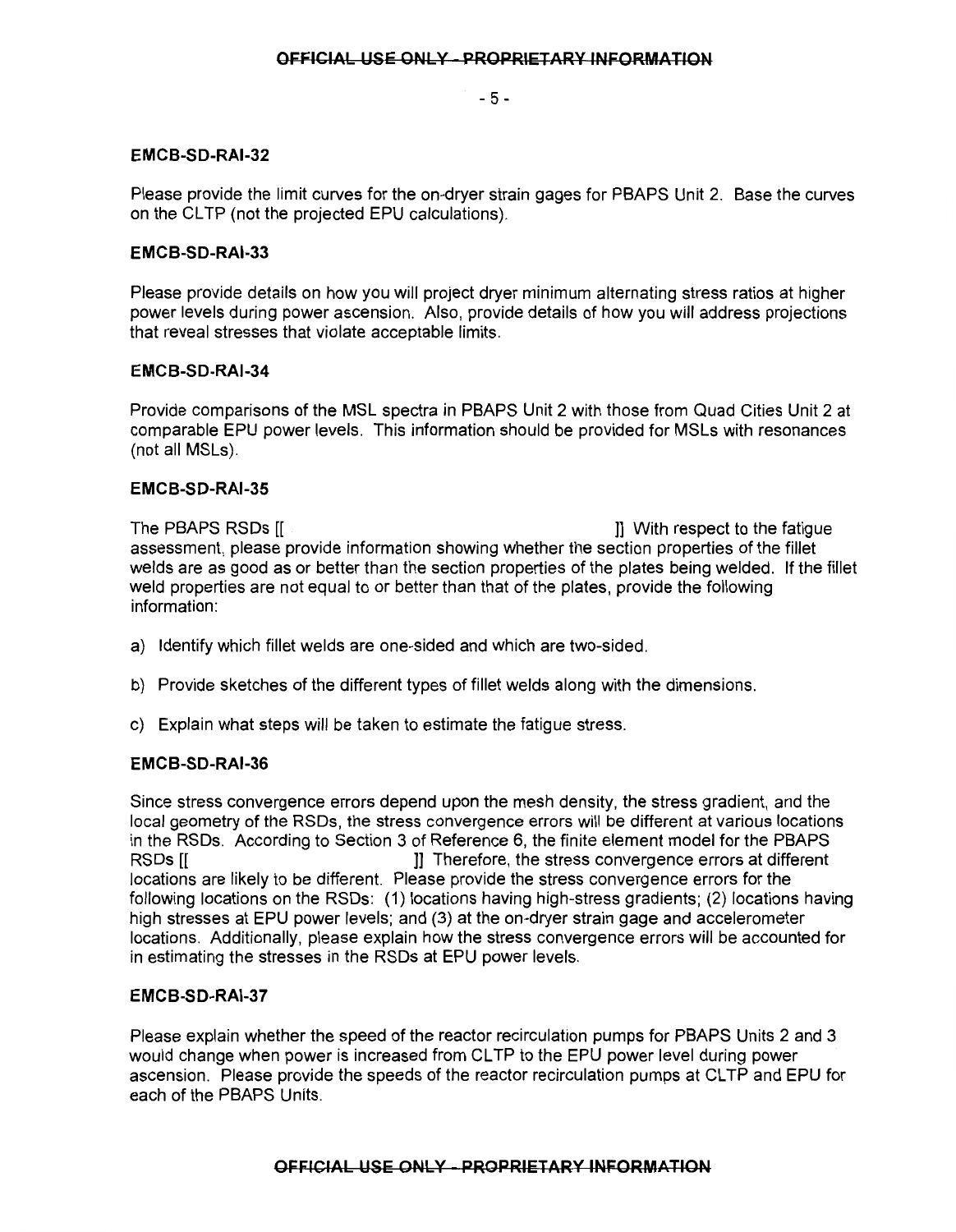### EMCB-SD-RAI-32

Please provide the limit curves for the on-dryer strain gages for PBAPS Unit 2. Base the curves on the CLTP (not the projected EPU calculations).

### EMCB-SD-RAI-33

Please provide details on how you will project dryer minimum alternating stress ratios at higher power levels during power ascension. Also, provide details of how you will address projections that reveal stresses that violate acceptable limits.

### EMCB-SD-RAI-34

Provide comparisons of the MSL spectra in PBAPS Unit 2 with those from Quad Cities Unit 2 at comparable EPU power levels. This information should be provided for MSLs with resonances (not all MSLs).

### EMCB-SD-RAI-35

The PBAPS RSDs [[ ]] With respect to the fatigue assessment, please provide information showing whether the section properties of the fillet welds are as good as or better than the section properties of the plates being welded. If the fillet weld properties are not equal to or better than that of the plates, provide the following information:

a) Identify which fillet welds are one-sided and which are two-sided.

b) Provide sketches of the different types of fillet welds along with the dimensions.

c) Explain what steps will be taken to estimate the fatigue stress.

### EMCB-SD-RAI-36

Since stress convergence errors depend upon the mesh density, the stress gradient, and the local geometry of the RSDs, the stress convergence errors will be different at various locations in the RSDs. According to Section 3 of Reference 6, the finite element model for the PBAPS RSDs [[ ]] Therefore, the stress convergence errors at different locations are likely to be different. Please provide the stress convergence errors for the following locations on the RSDs: (1) locations having high-stress gradients; (2) locations having high stresses at EPU power levels; and (3) at the on-dryer strain gage and accelerometer locations. Additionally, please explain how the stress convergence errors will be accounted for in estimating the stresses in the RSDs at EPU power levels.

### EMCB-SD-RAI-37

Please explain whether the speed of the reactor recirculation pumps for PBAPS Units 2 and 3 would change when power is increased from CLTP to the EPU power level during power ascension. Please provide the speeds of the reactor recirculation pumps at CLTP and EPU for each of the PBAPS Units.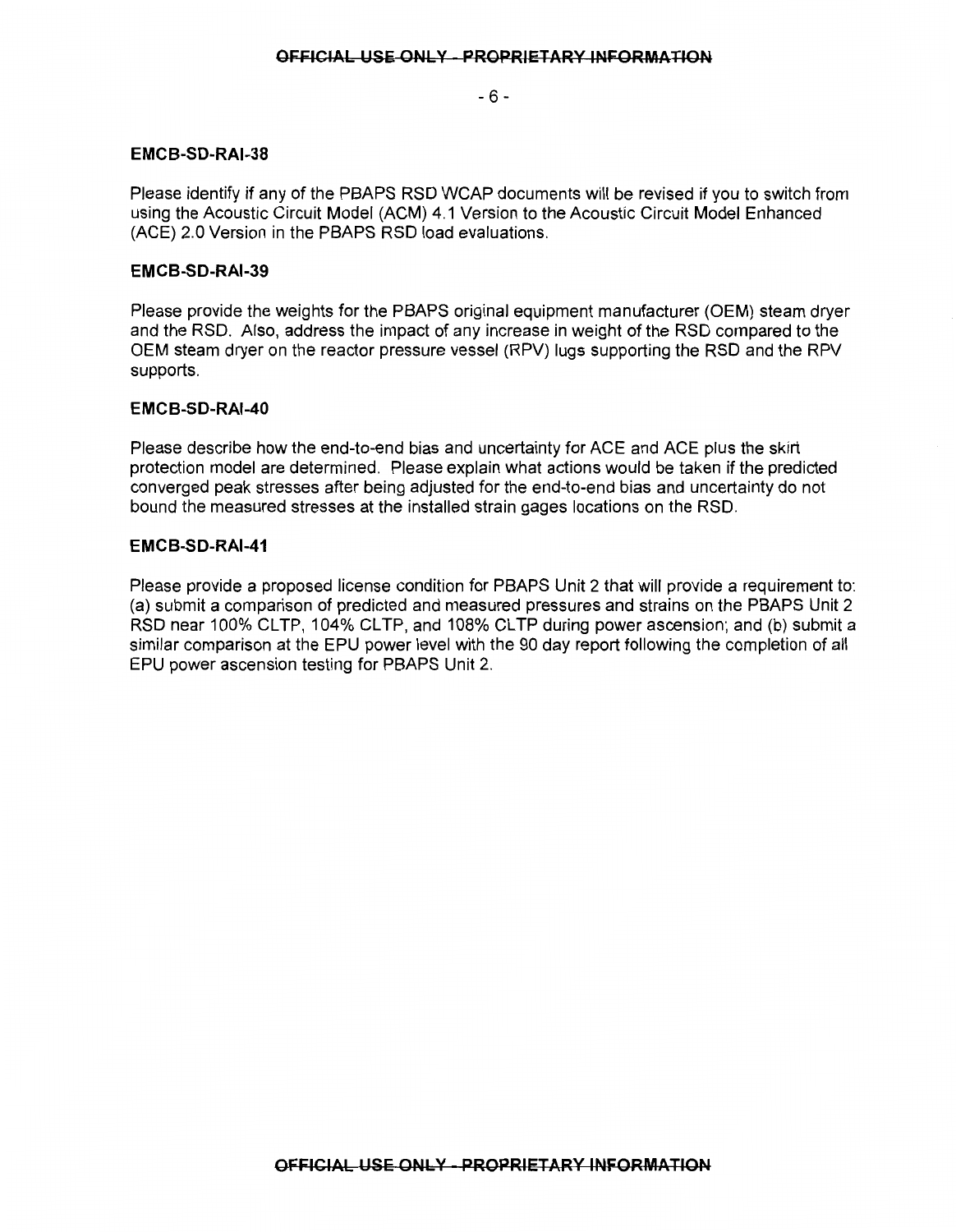### EMCB-SD-RAI-38

Please identify if any of the PBAPS RSD WCAP documents will be revised if you to switch from using the Acoustic Circuit Model (ACM) 4.1 Version to the Acoustic Circuit Model Enhanced (ACE) 2.0 Version in the PBAPS RSD load evaluations.

### EMCB-SD-RAI-39

Please provide the weights for the PBAPS original equipment manufacturer (OEM) steam dryer and the RSD. Also, address the impact of any increase in weight of the RSD compared to the OEM steam dryer on the reactor pressure vessel (RPV) lugs supporting the RSD and the RPV supports.

### EMCB-SD-RAI-40

Please describe how the end-to-end bias and uncertainty for ACE and ACE plus the skirt protection model are determined. Please explain what actions would be taken if the predicted converged peak stresses after being adjusted for the end-to-end bias and uncertainty do not bound the measured stresses at the installed strain gages locations on the RSD.

### EMCB-SD-RAI-41

Please provide a proposed license condition for PBAPS Unit 2 that will provide a requirement to: (a) submit a comparison of predicted and measured pressures and strains on the PBAPS Unit 2 RSD near 100% CLTP, 104% CLTP, and 108% CLTP during power ascension; and (b) submit a similar comparison at the EPU power level with the 90 day report following the completion of all EPU power ascension testing for PBAPS Unit 2.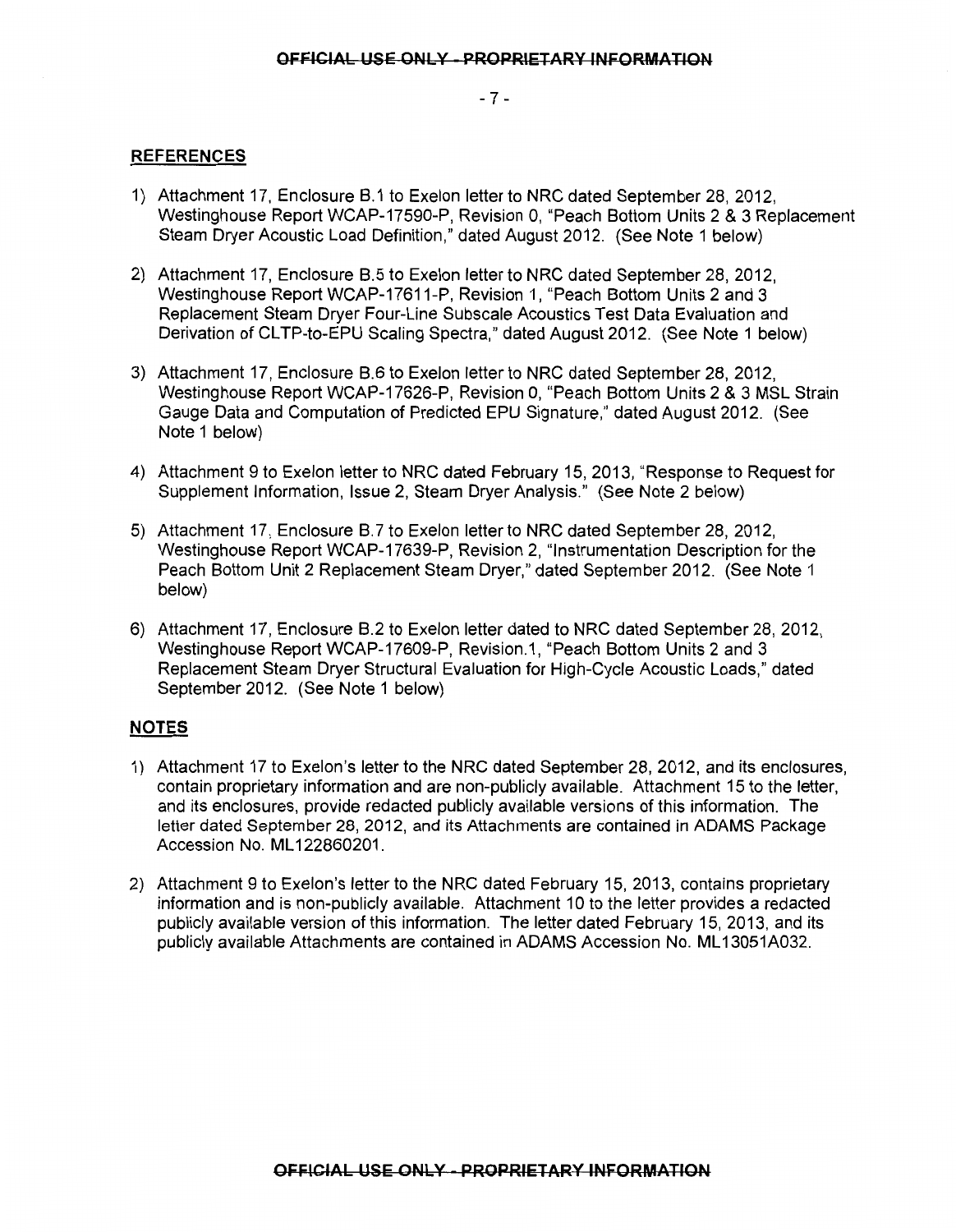## REFERENCES

1) Attachment 17, Enclosure B.1 to Exelon letter to NRC dated September 28, 2012, Westinghouse Report WCAP-17590-P, Revision 0, "Peach Bottom Units 2 & 3 Replacement Steam Dryer Acoustic Load Definition," dated August 2012. (See Note 1 below)

2) Attachment 17, Enclosure B.5 to Exelon letter to NRC dated September 28, 2012, Westinghouse Report WCAP-17611-P, Revision 1, "Peach Bottom Units 2 and 3 Replacement Steam Dryer Four-Line Subscale Acoustics Test Data Evaluation and Derivation of CLTP-to-EPU Scaling Spectra," dated August 2012. (See Note 1 below)

3) Attachment 17, Enclosure B.6 to Exelon letter to NRC dated September 28, 2012, Westinghouse Report WCAP-17626-P, Revision 0, "Peach Bottom Units 2 & 3 MSL Strain Gauge Data and Computation of Predicted EPU Signature," dated August 2012. (See Note 1 below)

4) Attachment 9 to Exelon letter to NRC dated February 15, 2013, "Response to Request for Supplement Information, Issue 2, Steam Dryer Analysis." (See Note 2 below)

5) Attachment 17, Enclosure B.7 to Exelon letter to NRC dated September 28, 2012, Westinghouse Report WCAP-17639-P, Revision 2, "Instrumentation Description for the Peach Bottom Unit 2 Replacement Steam Dryer," dated September 2012. (See Note 1 below)

6) Attachment 17, Enclosure B.2 to Exelon letter dated to NRC dated September 28, 2012, Westinghouse Report WCAP-17609-P, Revision.1, "Peach Bottom Units 2 and 3 Replacement Steam Dryer Structural Evaluation for High-Cycle Acoustic Loads," dated September 2012. (See Note 1 below)

## NOTES

1) Attachment 17 to Exelon's letter to the NRC dated September 28, 2012, and its enclosures, contain proprietary information and are non-publicly available. Attachment 15 to the letter, and its enclosures, provide redacted publicly available versions of this information. The letter dated September 28, 2012, and its Attachments are contained in ADAMS Package Accession No. ML122860201.

2) Attachment 9 to Exelon's letter to the NRC dated February 15, 2013, contains proprietary information and is non-publicly available. Attachment 10 to the letter provides a redacted publicly available version of this information. The letter dated February 15, 2013, and its publicly available Attachments are contained in ADAMS Accession No. ML13051A032.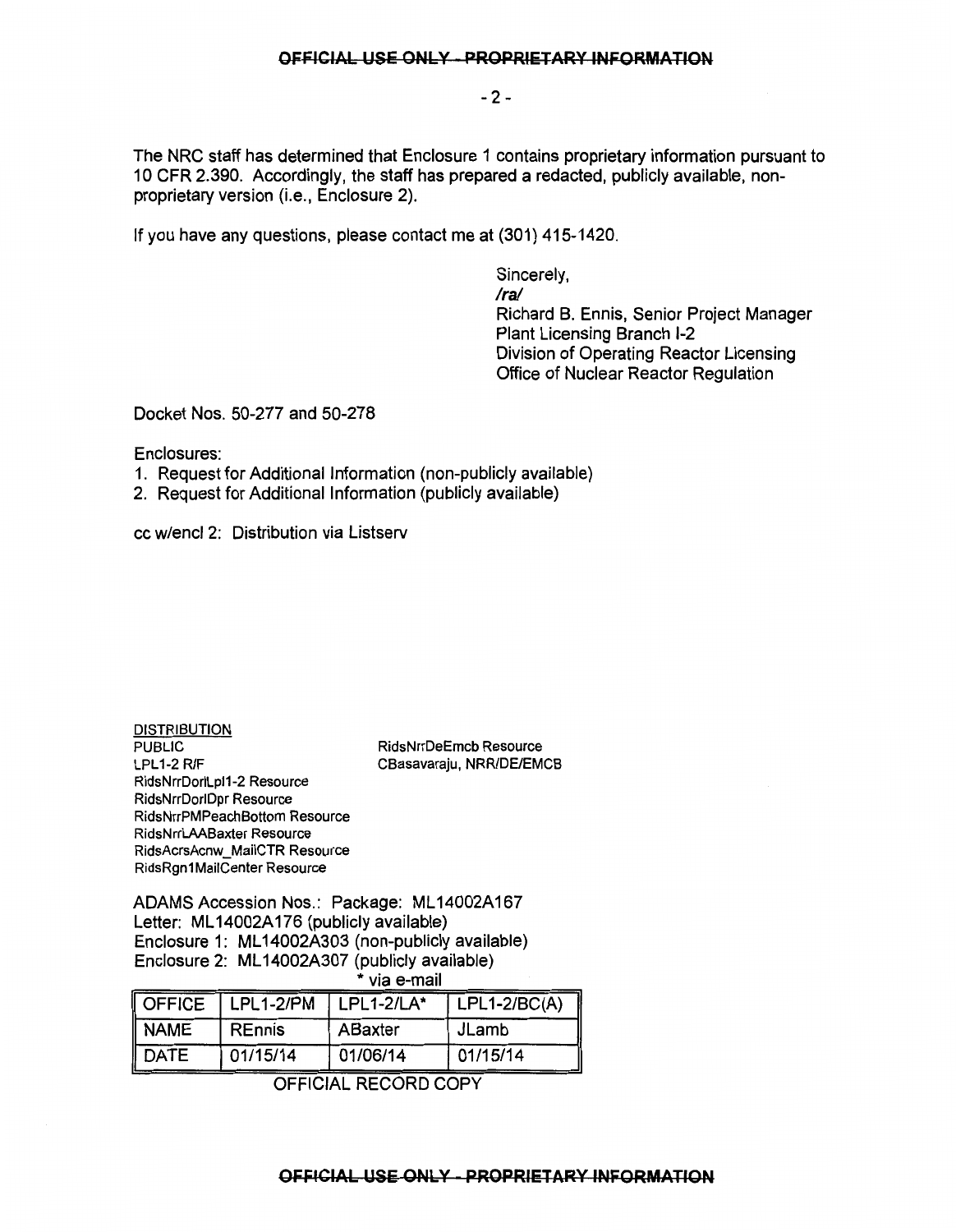The NRC staff has determined that Enclosure 1 contains proprietary information pursuant to 10 CFR 2.390. Accordingly, the staff has prepared a redacted, publicly available, non-proprietary version (i.e., Enclosure 2).

If you have any questions, please contact me at (301) 415-1420.

Sincerely,
*/ra/*
Richard B. Ennis, Senior Project Manager
Plant Licensing Branch I-2
Division of Operating Reactor Licensing
Office of Nuclear Reactor Regulation

Docket Nos. 50-277 and 50-278

Enclosures:
1. Request for Additional Information (non-publicly available)
2. Request for Additional Information (publicly available)

cc w/encl 2: Distribution via Listserv

DISTRIBUTION
PUBLIC
LPL1-2 R/F
RidsNrrDorlLpl1-2 Resource
RidsNrrDorlDpr Resource
RidsNrrPMPeachBottom Resource
RidsNrrLAABaxter Resource
RidsAcrsAcnw_MailCTR Resource
RidsRgn1MailCenter Resource
RidsNrrDeEmcb Resource
CBasavaraju, NRR/DE/EMCB

ADAMS Accession Nos.: Package: ML14002A167
Letter: ML14002A176 (publicly available)
Enclosure 1: ML14002A303 (non-publicly available)
Enclosure 2: ML14002A307 (publicly available)
\* via e-mail

| OFFICE | LPL1-2/PM | LPL1-2/LA* | LPL1-2/BC(A) |
|---|---|---|---|
| NAME | REnnis | ABaxter | JLamb |
| DATE | 01/15/14 | 01/06/14 | 01/15/14 |

OFFICIAL RECORD COPY